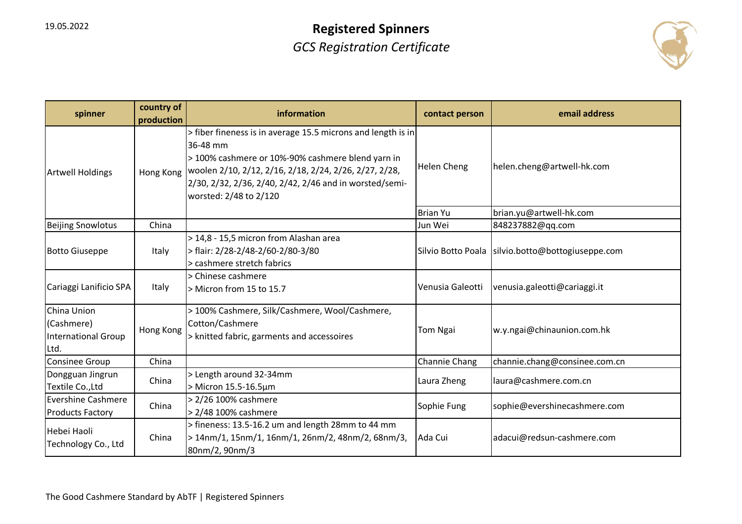19.05.2022

# Registered Spinners

*GCS Registration Certificate*

| spinner | country of production | information | contact person | email address |
|---|---|---|---|---|
| Artwell Holdings | Hong Kong | > fiber fineness is in average 15.5 microns and length is in 36-48 mm<br>> 100% cashmere or 10%-90% cashmere blend yarn in woolen 2/10, 2/12, 2/16, 2/18, 2/24, 2/26, 2/27, 2/28, 2/30, 2/32, 2/36, 2/40, 2/42, 2/46 and in worsted/semi-worsted: 2/48 to 2/120 | Helen Cheng | helen.cheng@artwell-hk.com |
| | | | Brian Yu | brian.yu@artwell-hk.com |
| Beijing Snowlotus | China | | Jun Wei | 848237882@qq.com |
| Botto Giuseppe | Italy | > 14,8 - 15,5 micron from Alashan area<br>> flair: 2/28-2/48-2/60-2/80-3/80<br>> cashmere stretch fabrics | Silvio Botto Poala | silvio.botto@bottogiuseppe.com |
| Cariaggi Lanificio SPA | Italy | > Chinese cashmere<br>> Micron from 15 to 15.7 | Venusia Galeotti | venusia.galeotti@cariaggi.it |
| China Union (Cashmere) International Group Ltd. | Hong Kong | > 100% Cashmere, Silk/Cashmere, Wool/Cashmere, Cotton/Cashmere<br>> knitted fabric, garments and accessoires | Tom Ngai | w.y.ngai@chinaunion.com.hk |
| Consinee Group | China | | Channie Chang | channie.chang@consinee.com.cn |
| Dongguan Jingrun Textile Co.,Ltd | China | > Length around 32-34mm<br>> Micron 15.5-16.5µm | Laura Zheng | laura@cashmere.com.cn |
| Evershine Cashmere Products Factory | China | > 2/26 100% cashmere<br>> 2/48 100% cashmere | Sophie Fung | sophie@evershinecashmere.com |
| Hebei Haoli Technology Co., Ltd | China | > fineness: 13.5-16.2 um and length 28mm to 44 mm<br>> 14nm/1, 15nm/1, 16nm/1, 26nm/2, 48nm/2, 68nm/3, 80nm/2, 90nm/3 | Ada Cui | adacui@redsun-cashmere.com |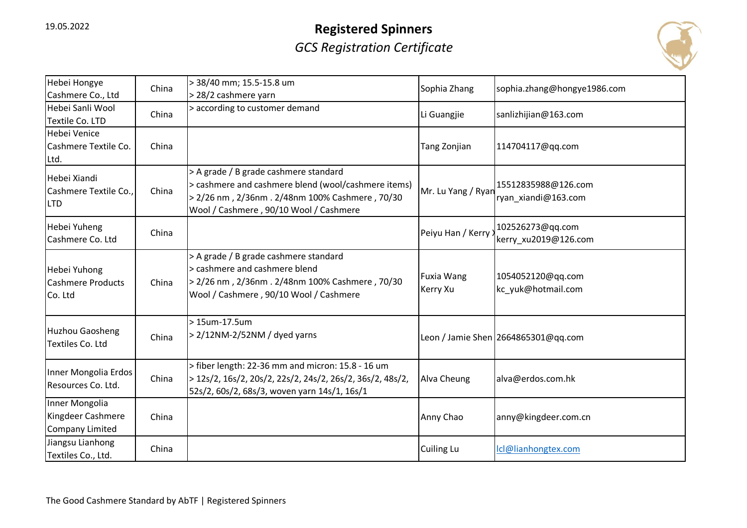# Registered Spinners

*GCS Registration Certificate*

| | | | | |
|---|---|---|---|---|
| Hebei Hongye Cashmere Co., Ltd | China | > 38/40 mm; 15.5-15.8 um<br>> 28/2 cashmere yarn | Sophia Zhang | sophia.zhang@hongye1986.com |
| Hebei Sanli Wool Textile Co. LTD | China | > according to customer demand | Li Guangjie | sanlizhijian@163.com |
| Hebei Venice Cashmere Textile Co. Ltd. | China | | Tang Zonjian | 114704117@qq.com |
| Hebei Xiandi Cashmere Textile Co., LTD | China | > A grade / B grade cashmere standard<br>> cashmere and cashmere blend (wool/cashmere items)<br>> 2/26 nm , 2/36nm . 2/48nm 100% Cashmere , 70/30 Wool / Cashmere , 90/10 Wool / Cashmere | Mr. Lu Yang / Ryan | 15512835988@126.com<br>ryan_xiandi@163.com |
| Hebei Yuheng Cashmere Co. Ltd | China | | Peiyu Han / Kerry X | 102526273@qq.com<br>kerry_xu2019@126.com |
| Hebei Yuhong Cashmere Products Co. Ltd | China | > A grade / B grade cashmere standard<br>> cashmere and cashmere blend<br>> 2/26 nm , 2/36nm . 2/48nm 100% Cashmere , 70/30 Wool / Cashmere , 90/10 Wool / Cashmere | Fuxia Wang<br>Kerry Xu | 1054052120@qq.com<br>kc_yuk@hotmail.com |
| Huzhou Gaosheng Textiles Co. Ltd | China | > 15um-17.5um<br>> 2/12NM-2/52NM / dyed yarns | Leon / Jamie Shen | 2664865301@qq.com |
| Inner Mongolia Erdos Resources Co. Ltd. | China | > fiber length: 22-36 mm and micron: 15.8 - 16 um<br>> 12s/2, 16s/2, 20s/2, 22s/2, 24s/2, 26s/2, 36s/2, 48s/2, 52s/2, 60s/2, 68s/3, woven yarn 14s/1, 16s/1 | Alva Cheung | alva@erdos.com.hk |
| Inner Mongolia Kingdeer Cashmere Company Limited | China | | Anny Chao | anny@kingdeer.com.cn |
| Jiangsu Lianhong Textiles Co., Ltd. | China | | Cuiling Lu | lcl@lianhongtex.com |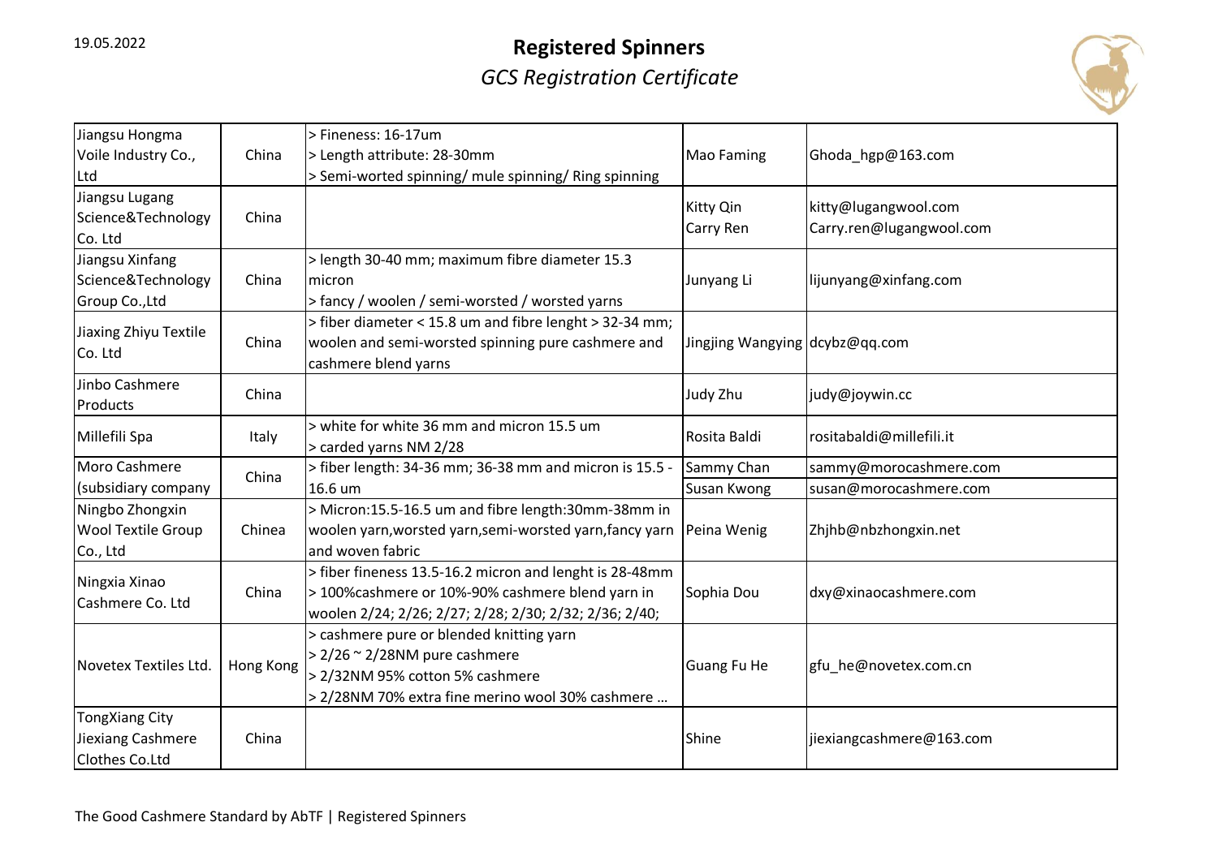19.05.2022

# Registered Spinners

*GCS Registration Certificate*

| | | | | |
|---|---|---|---|---|
| Jiangsu Hongma Voile Industry Co., Ltd | China | > Fineness: 16-17um<br>> Length attribute: 28-30mm<br>> Semi-worted spinning/ mule spinning/ Ring spinning | Mao Faming | Ghoda_hgp@163.com |
| Jiangsu Lugang Science&Technology Co. Ltd | China | | Kitty Qin<br>Carry Ren | kitty@lugangwool.com<br>Carry.ren@lugangwool.com |
| Jiangsu Xinfang Science&Technology Group Co.,Ltd | China | > length 30-40 mm; maximum fibre diameter 15.3 micron<br>> fancy / woolen / semi-worsted / worsted yarns | Junyang Li | lijunyang@xinfang.com |
| Jiaxing Zhiyu Textile Co. Ltd | China | > fiber diameter < 15.8 um and fibre lenght > 32-34 mm; woolen and semi-worsted spinning pure cashmere and cashmere blend yarns | Jingjing Wangying | dcybz@qq.com |
| Jinbo Cashmere Products | China | | Judy Zhu | judy@joywin.cc |
| Millefili Spa | Italy | > white for white 36 mm and micron 15.5 um<br>> carded yarns NM 2/28 | Rosita Baldi | rositabaldi@millefili.it |
| Moro Cashmere (subsidiary company | China | > fiber length: 34-36 mm; 36-38 mm and micron is 15.5 - 16.6 um | Sammy Chan<br>Susan Kwong | sammy@morocashmere.com<br>susan@morocashmere.com |
| Ningbo Zhongxin Wool Textile Group Co., Ltd | Chinea | > Micron:15.5-16.5 um and fibre length:30mm-38mm in woolen yarn,worsted yarn,semi-worsted yarn,fancy yarn and woven fabric | Peina Wenig | Zhjhb@nbzhongxin.net |
| Ningxia Xinao Cashmere Co. Ltd | China | > fiber fineness 13.5-16.2 micron and lenght is 28-48mm<br>> 100%cashmere or 10%-90% cashmere blend yarn in woolen 2/24; 2/26; 2/27; 2/28; 2/30; 2/32; 2/36; 2/40; | Sophia Dou | dxy@xinaocashmere.com |
| Novetex Textiles Ltd. | Hong Kong | > cashmere pure or blended knitting yarn<br>> 2/26 ~ 2/28NM pure cashmere<br>> 2/32NM 95% cotton 5% cashmere<br>> 2/28NM 70% extra fine merino wool 30% cashmere … | Guang Fu He | gfu_he@novetex.com.cn |
| TongXiang City Jiexiang Cashmere Clothes Co.Ltd | China | | Shine | jiexiangcashmere@163.com |

The Good Cashmere Standard by AbTF | Registered Spinners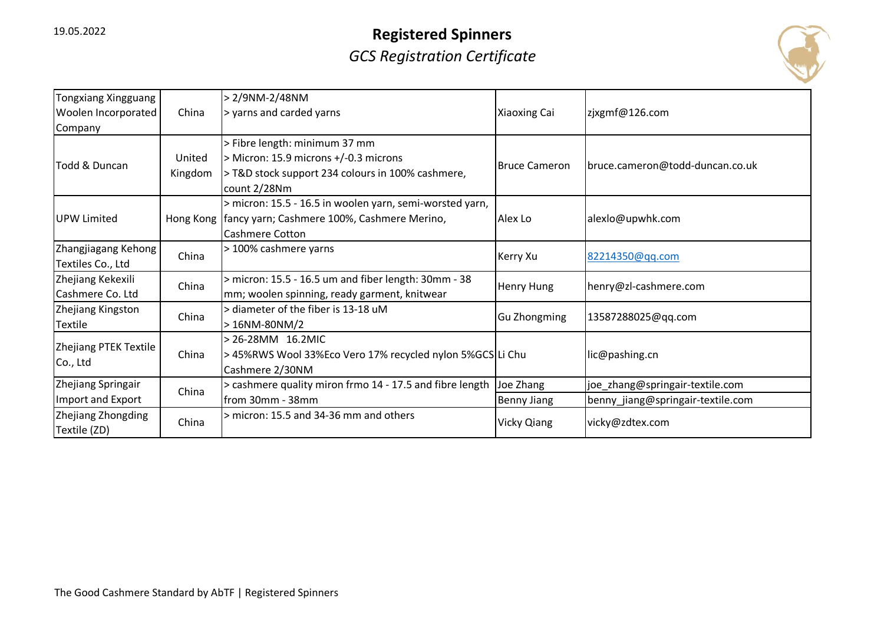19.05.2022

# Registered Spinners

## *GCS Registration Certificate*

| | | | | |
|---|---|---|---|---|
| Tongxiang Xingguang Woolen Incorporated Company | China | > 2/9NM-2/48NM<br>> yarns and carded yarns | Xiaoxing Cai | zjxgmf@126.com |
| Todd & Duncan | United Kingdom | > Fibre length: minimum 37 mm<br>> Micron: 15.9 microns +/-0.3 microns<br>> T&D stock support 234 colours in 100% cashmere, count 2/28Nm | Bruce Cameron | bruce.cameron@todd-duncan.co.uk |
| UPW Limited | Hong Kong | > micron: 15.5 - 16.5 in woolen yarn, semi-worsted yarn, fancy yarn; Cashmere 100%, Cashmere Merino, Cashmere Cotton | Alex Lo | alexlo@upwhk.com |
| Zhangjiagang Kehong Textiles Co., Ltd | China | > 100% cashmere yarns | Kerry Xu | 82214350@qq.com |
| Zhejiang Kekexili Cashmere Co. Ltd | China | > micron: 15.5 - 16.5 um and fiber length: 30mm - 38 mm; woolen spinning, ready garment, knitwear | Henry Hung | henry@zl-cashmere.com |
| Zhejiang Kingston Textile | China | > diameter of the fiber is 13-18 uM<br>> 16NM-80NM/2 | Gu Zhongming | 13587288025@qq.com |
| Zhejiang PTEK Textile Co., Ltd | China | > 26-28MM 16.2MIC<br>> 45%RWS Wool 33%Eco Vero 17% recycled nylon 5%GCS Cashmere 2/30NM | Li Chu | lic@pashing.cn |
| Zhejiang Springair Import and Export | China | > cashmere quality miron frmo 14 - 17.5 and fibre length from 30mm - 38mm | Joe Zhang<br>Benny Jiang | joe_zhang@springair-textile.com<br>benny_jiang@springair-textile.com |
| Zhejiang Zhongding Textile (ZD) | China | > micron: 15.5 and 34-36 mm and others | Vicky Qiang | vicky@zdtex.com |

The Good Cashmere Standard by AbTF | Registered Spinners